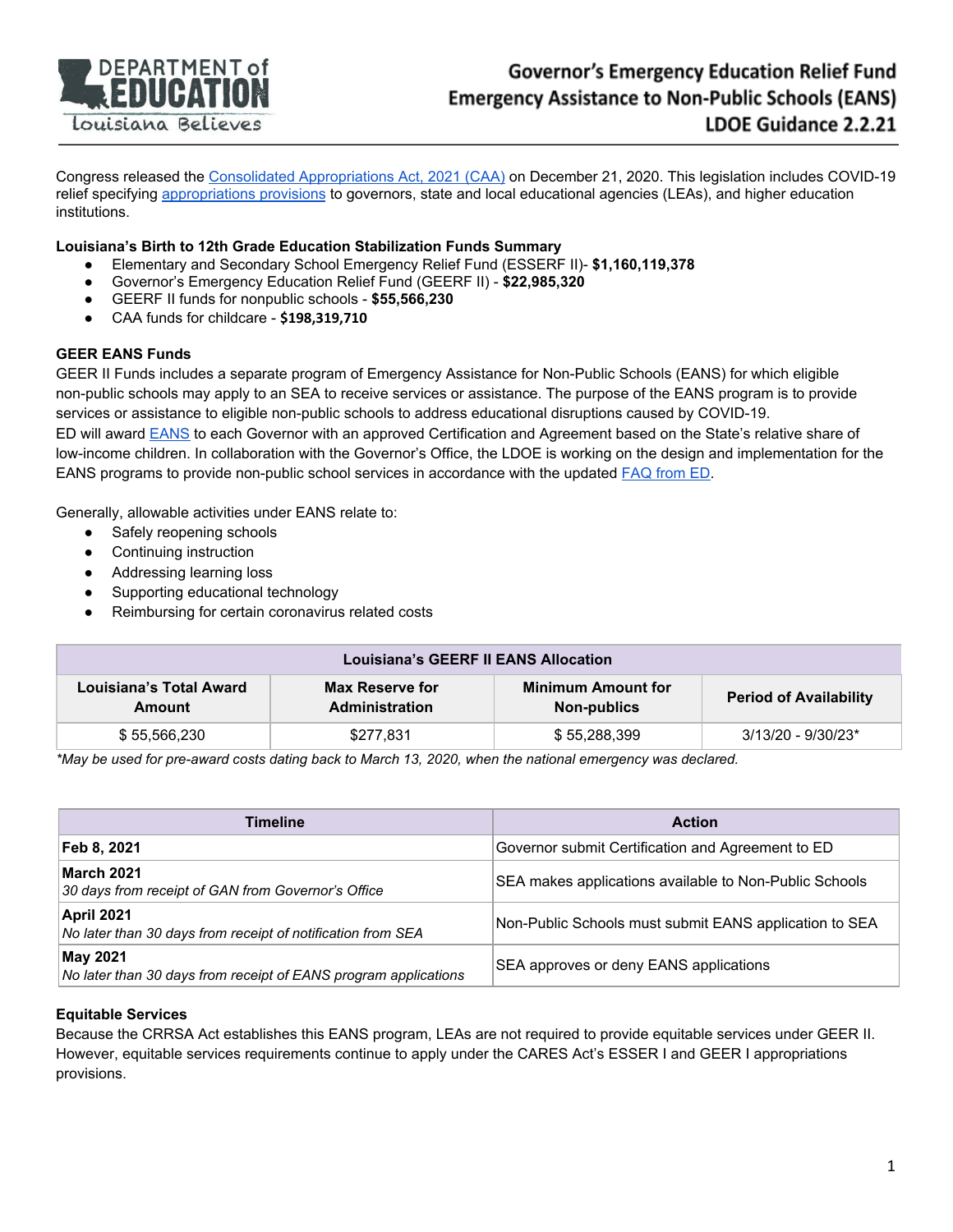# Governor's Emergency Education Relief Fund
## Emergency Assistance to Non-Public Schools (EANS)
## LDOE Guidance 2.2.21

Congress released the Consolidated Appropriations Act, 2021 (CAA) on December 21, 2020. This legislation includes COVID-19 relief specifying appropriations provisions to governors, state and local educational agencies (LEAs), and higher education institutions.

**Louisiana's Birth to 12th Grade Education Stabilization Funds Summary**

- Elementary and Secondary School Emergency Relief Fund (ESSERF II)- **$1,160,119,378**
- Governor's Emergency Education Relief Fund (GEERF II) - **$22,985,320**
- GEERF II funds for nonpublic schools - **$55,566,230**
- CAA funds for childcare - **$198,319,710**

**GEER EANS Funds**

GEER II Funds includes a separate program of Emergency Assistance for Non-Public Schools (EANS) for which eligible non-public schools may apply to an SEA to receive services or assistance. The purpose of the EANS program is to provide services or assistance to eligible non-public schools to address educational disruptions caused by COVID-19.
ED will award EANS to each Governor with an approved Certification and Agreement based on the State's relative share of low-income children. In collaboration with the Governor's Office, the LDOE is working on the design and implementation for the EANS programs to provide non-public school services in accordance with the updated FAQ from ED.

Generally, allowable activities under EANS relate to:

- Safely reopening schools
- Continuing instruction
- Addressing learning loss
- Supporting educational technology
- Reimbursing for certain coronavirus related costs

| Louisiana's GEERF II EANS Allocation | | | |
|---|---|---|---|
| **Louisiana's Total Award Amount** | **Max Reserve for Administration** | **Minimum Amount for Non-publics** | **Period of Availability** |
| $ 55,566,230 | $277,831 | $ 55,288,399 | 3/13/20 - 9/30/23* |

*\*May be used for pre-award costs dating back to March 13, 2020, when the national emergency was declared.*

| Timeline | Action |
|---|---|
| **Feb 8, 2021** | Governor submit Certification and Agreement to ED |
| **March 2021**<br>*30 days from receipt of GAN from Governor's Office* | SEA makes applications available to Non-Public Schools |
| **April 2021**<br>*No later than 30 days from receipt of notification from SEA* | Non-Public Schools must submit EANS application to SEA |
| **May 2021**<br>*No later than 30 days from receipt of EANS program applications* | SEA approves or deny EANS applications |

**Equitable Services**

Because the CRRSA Act establishes this EANS program, LEAs are not required to provide equitable services under GEER II. However, equitable services requirements continue to apply under the CARES Act's ESSER I and GEER I appropriations provisions.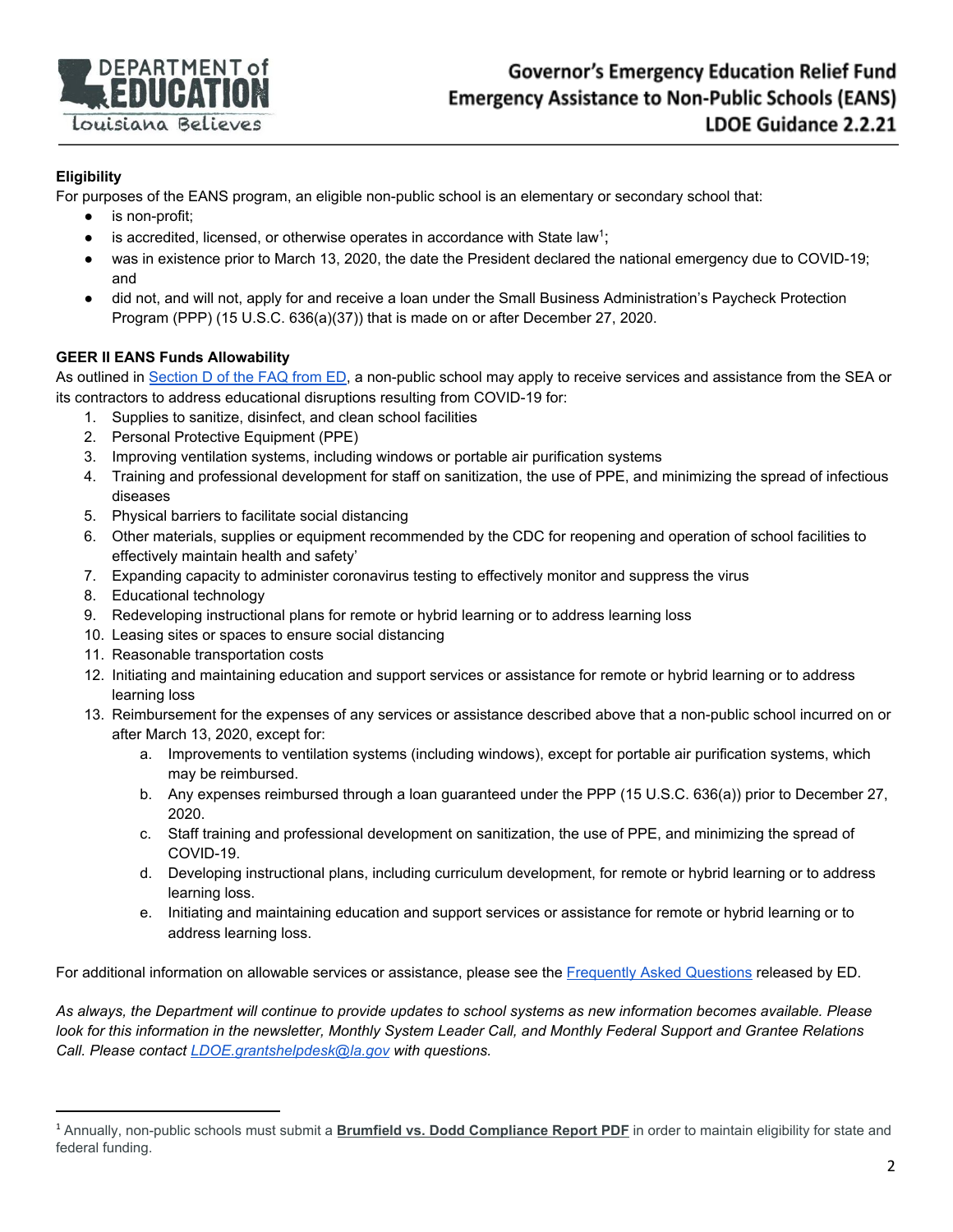**Eligibility**

For purposes of the EANS program, an eligible non-public school is an elementary or secondary school that:

- is non-profit;
- is accredited, licensed, or otherwise operates in accordance with State law[1];
- was in existence prior to March 13, 2020, the date the President declared the national emergency due to COVID-19; and
- did not, and will not, apply for and receive a loan under the Small Business Administration's Paycheck Protection Program (PPP) (15 U.S.C. 636(a)(37)) that is made on or after December 27, 2020.

**GEER II EANS Funds Allowability**

As outlined in [Section D of the FAQ from ED](), a non-public school may apply to receive services and assistance from the SEA or its contractors to address educational disruptions resulting from COVID-19 for:

1. Supplies to sanitize, disinfect, and clean school facilities
2. Personal Protective Equipment (PPE)
3. Improving ventilation systems, including windows or portable air purification systems
4. Training and professional development for staff on sanitization, the use of PPE, and minimizing the spread of infectious diseases
5. Physical barriers to facilitate social distancing
6. Other materials, supplies or equipment recommended by the CDC for reopening and operation of school facilities to effectively maintain health and safety'
7. Expanding capacity to administer coronavirus testing to effectively monitor and suppress the virus
8. Educational technology
9. Redeveloping instructional plans for remote or hybrid learning or to address learning loss
10. Leasing sites or spaces to ensure social distancing
11. Reasonable transportation costs
12. Initiating and maintaining education and support services or assistance for remote or hybrid learning or to address learning loss
13. Reimbursement for the expenses of any services or assistance described above that a non-public school incurred on or after March 13, 2020, except for:
    a. Improvements to ventilation systems (including windows), except for portable air purification systems, which may be reimbursed.
    b. Any expenses reimbursed through a loan guaranteed under the PPP (15 U.S.C. 636(a)) prior to December 27, 2020.
    c. Staff training and professional development on sanitization, the use of PPE, and minimizing the spread of COVID-19.
    d. Developing instructional plans, including curriculum development, for remote or hybrid learning or to address learning loss.
    e. Initiating and maintaining education and support services or assistance for remote or hybrid learning or to address learning loss.

For additional information on allowable services or assistance, please see the [Frequently Asked Questions]() released by ED.

*As always, the Department will continue to provide updates to school systems as new information becomes available. Please look for this information in the newsletter, Monthly System Leader Call, and Monthly Federal Support and Grantee Relations Call. Please contact [LDOE.grantshelpdesk@la.gov]() with questions.*

---

[1] Annually, non-public schools must submit a **Brumfield vs. Dodd Compliance Report PDF** in order to maintain eligibility for state and federal funding.